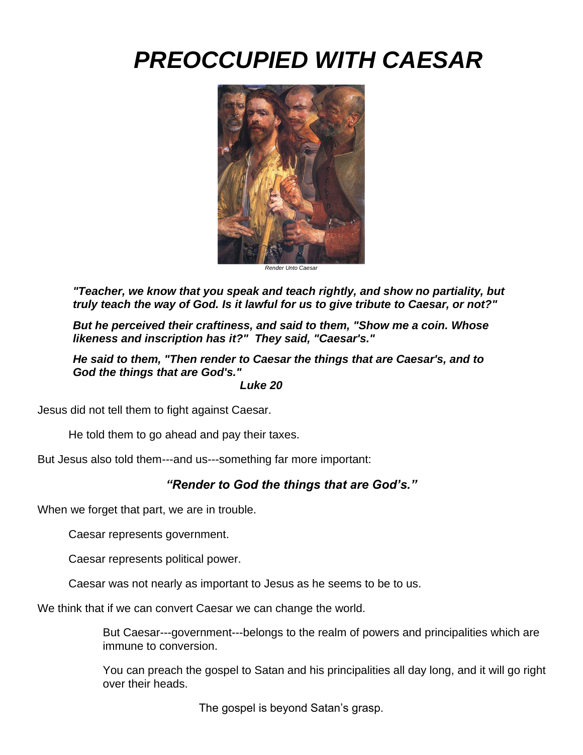# *PREOCCUPIED WITH CAESAR*

*Render Unto Caesar*

***"Teacher, we know that you speak and teach rightly, and show no partiality, but truly teach the way of God. Is it lawful for us to give tribute to Caesar, or not?"***

***But he perceived their craftiness, and said to them, "Show me a coin. Whose likeness and inscription has it?" They said, "Caesar's."***

***He said to them, "Then render to Caesar the things that are Caesar's, and to God the things that are God's."***

***Luke 20***

Jesus did not tell them to fight against Caesar.

He told them to go ahead and pay their taxes.

But Jesus also told them---and us---something far more important:

***"Render to God the things that are God's."***

When we forget that part, we are in trouble.

Caesar represents government.

Caesar represents political power.

Caesar was not nearly as important to Jesus as he seems to be to us.

We think that if we can convert Caesar we can change the world.

But Caesar---government---belongs to the realm of powers and principalities which are immune to conversion.

You can preach the gospel to Satan and his principalities all day long, and it will go right over their heads.

The gospel is beyond Satan's grasp.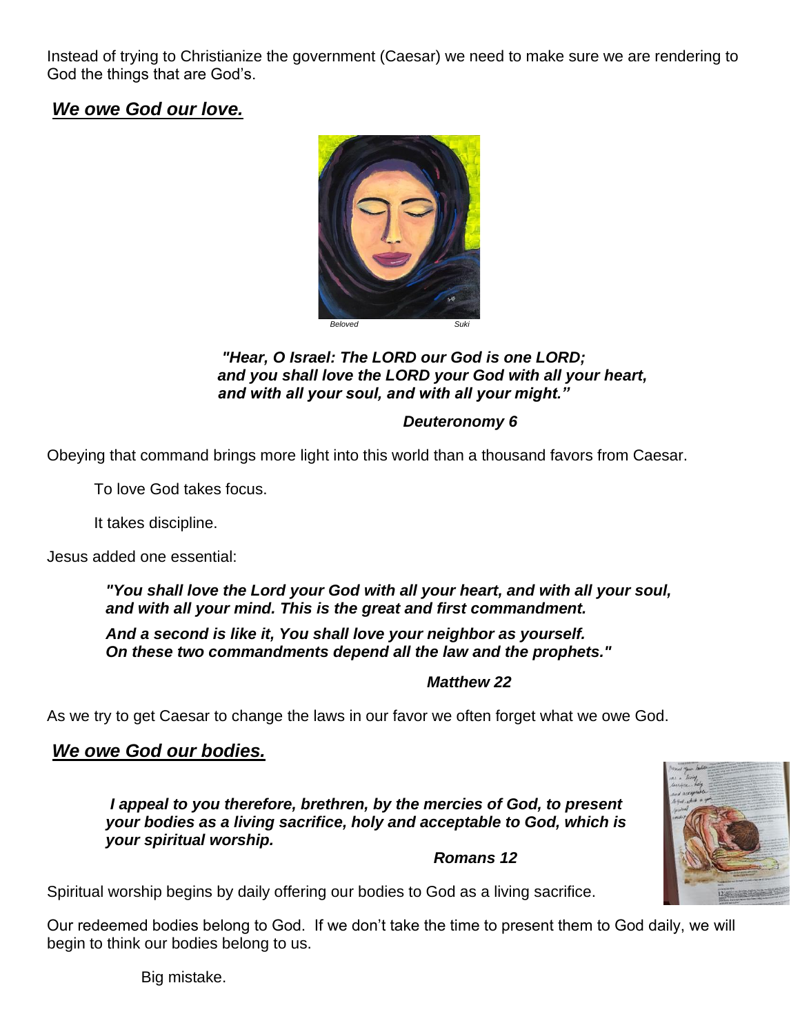Instead of trying to Christianize the government (Caesar) we need to make sure we are rendering to God the things that are God's.

## ***We owe God our love.***

*Beloved* *Suki*

***"Hear, O Israel: The LORD our God is one LORD;***
***and you shall love the LORD your God with all your heart,***
***and with all your soul, and with all your might."***

***Deuteronomy 6***

Obeying that command brings more light into this world than a thousand favors from Caesar.

To love God takes focus.

It takes discipline.

Jesus added one essential:

***"You shall love the Lord your God with all your heart, and with all your soul, and with all your mind. This is the great and first commandment.***

***And a second is like it, You shall love your neighbor as yourself. On these two commandments depend all the law and the prophets."***

***Matthew 22***

As we try to get Caesar to change the laws in our favor we often forget what we owe God.

## ***We owe God our bodies.***

***I appeal to you therefore, brethren, by the mercies of God, to present your bodies as a living sacrifice, holy and acceptable to God, which is your spiritual worship.***

***Romans 12***

Spiritual worship begins by daily offering our bodies to God as a living sacrifice.

Our redeemed bodies belong to God. If we don't take the time to present them to God daily, we will begin to think our bodies belong to us.

Big mistake.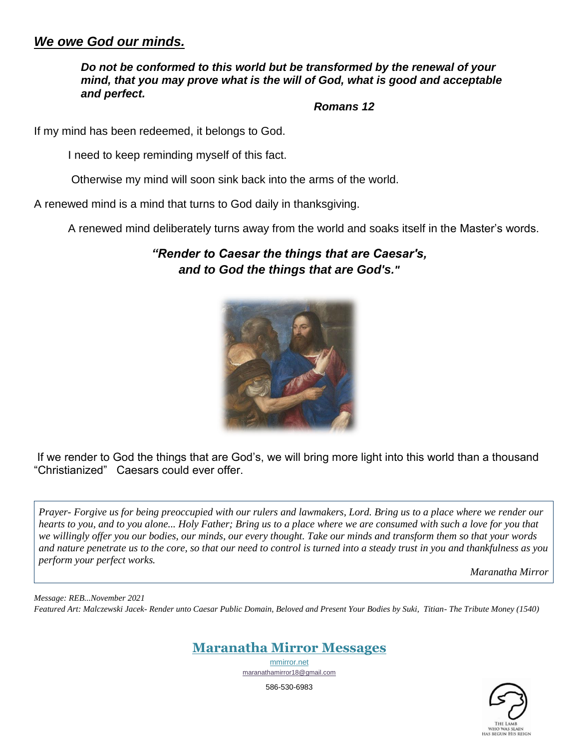## ***We owe God our minds.***

> ***Do not be conformed to this world but be transformed by the renewal of your mind, that you may prove what is the will of God, what is good and acceptable and perfect.***
>
> ***Romans 12***

If my mind has been redeemed, it belongs to God.

I need to keep reminding myself of this fact.

Otherwise my mind will soon sink back into the arms of the world.

A renewed mind is a mind that turns to God daily in thanksgiving.

A renewed mind deliberately turns away from the world and soaks itself in the Master's words.

***"Render to Caesar the things that are Caesar's, and to God the things that are God's."***

If we render to God the things that are God's, we will bring more light into this world than a thousand "Christianized" Caesars could ever offer.

*Prayer- Forgive us for being preoccupied with our rulers and lawmakers, Lord. Bring us to a place where we render our hearts to you, and to you alone... Holy Father; Bring us to a place where we are consumed with such a love for you that we willingly offer you our bodies, our minds, our every thought. Take our minds and transform them so that your words and nature penetrate us to the core, so that our need to control is turned into a steady trust in you and thankfulness as you perform your perfect works.*

*Maranatha Mirror*

*Message: REB...November 2021*

*Featured Art: Malczewski Jacek- Render unto Caesar Public Domain, Beloved and Present Your Bodies by Suki, Titian- The Tribute Money (1540)*

**Maranatha Mirror Messages**

mmirror.net

maranathamirror18@gmail.com

586-530-6983

THE LAMB WHO WAS SLAIN HAS BEGUN HIS REIGN